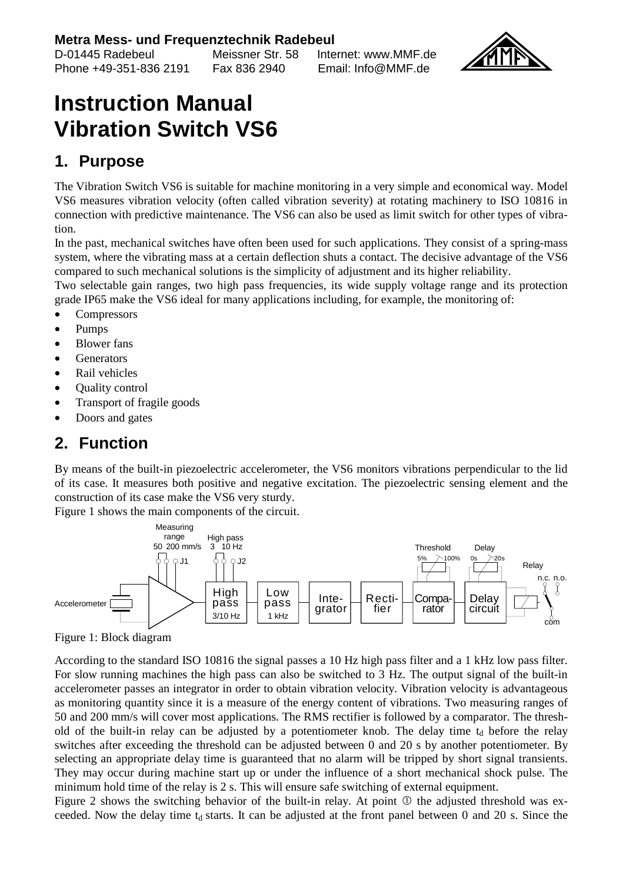**Metra Mess- und Frequenztechnik Radebeul**
D-01445 Radebeul Meissner Str. 58 Internet: www.MMF.de
Phone +49-351-836 2191 Fax 836 2940 Email: Info@MMF.de

# Instruction Manual Vibration Switch VS6

## 1. Purpose

The Vibration Switch VS6 is suitable for machine monitoring in a very simple and economical way. Model VS6 measures vibration velocity (often called vibration severity) at rotating machinery to ISO 10816 in connection with predictive maintenance. The VS6 can also be used as limit switch for other types of vibration.

In the past, mechanical switches have often been used for such applications. They consist of a spring-mass system, where the vibrating mass at a certain deflection shuts a contact. The decisive advantage of the VS6 compared to such mechanical solutions is the simplicity of adjustment and its higher reliability.

Two selectable gain ranges, two high pass frequencies, its wide supply voltage range and its protection grade IP65 make the VS6 ideal for many applications including, for example, the monitoring of:

- Compressors
- Pumps
- Blower fans
- Generators
- Rail vehicles
- Quality control
- Transport of fragile goods
- Doors and gates

## 2. Function

By means of the built-in piezoelectric accelerometer, the VS6 monitors vibrations perpendicular to the lid of its case. It measures both positive and negative excitation. The piezoelectric sensing element and the construction of its case make the VS6 very sturdy.

Figure 1 shows the main components of the circuit.

Accelerometer → Amplifier (Measuring range 50 / 200 mm/s, J1) → High pass 3/10 Hz (High pass 3 / 10 Hz, J2) → Low pass 1 kHz → Integrator → Rectifier → Comparator (Threshold 5% – 100%) → Delay circuit (Delay 0s – 20s) → Relay (n.c., n.o., com)

Figure 1: Block diagram

According to the standard ISO 10816 the signal passes a 10 Hz high pass filter and a 1 kHz low pass filter. For slow running machines the high pass can also be switched to 3 Hz. The output signal of the built-in accelerometer passes an integrator in order to obtain vibration velocity. Vibration velocity is advantageous as monitoring quantity since it is a measure of the energy content of vibrations. Two measuring ranges of 50 and 200 mm/s will cover most applications. The RMS rectifier is followed by a comparator. The threshold of the built-in relay can be adjusted by a potentiometer knob. The delay time $t_d$ before the relay switches after exceeding the threshold can be adjusted between 0 and 20 s by another potentiometer. By selecting an appropriate delay time is guaranteed that no alarm will be tripped by short signal transients. They may occur during machine start up or under the influence of a short mechanical shock pulse. The minimum hold time of the relay is 2 s. This will ensure safe switching of external equipment.

Figure 2 shows the switching behavior of the built-in relay. At point ① the adjusted threshold was exceeded. Now the delay time $t_d$ starts. It can be adjusted at the front panel between 0 and 20 s. Since the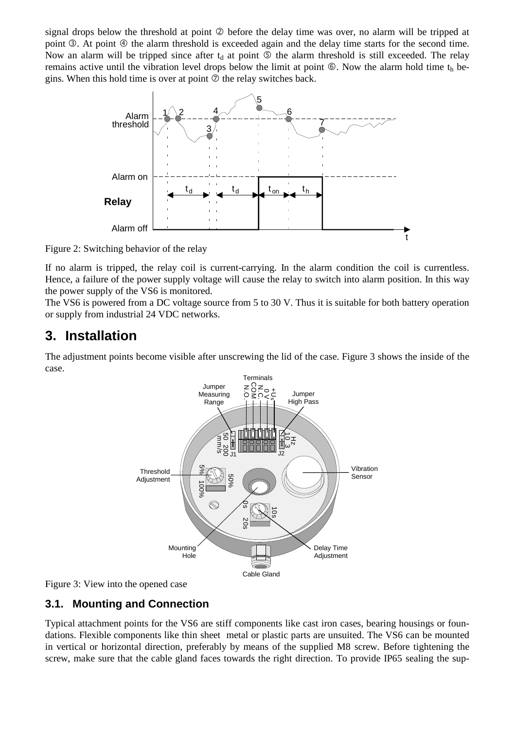signal drops below the threshold at point ② before the delay time was over, no alarm will be tripped at point ③. At point ④ the alarm threshold is exceeded again and the delay time starts for the second time. Now an alarm will be tripped since after $t_d$ at point ⑤ the alarm threshold is still exceeded. The relay remains active until the vibration level drops below the limit at point ⑥. Now the alarm hold time $t_h$ begins. When this hold time is over at point ⑦ the relay switches back.

Figure 2: Switching behavior of the relay

If no alarm is tripped, the relay coil is current-carrying. In the alarm condition the coil is currentless. Hence, a failure of the power supply voltage will cause the relay to switch into alarm position. In this way the power supply of the VS6 is monitored.

The VS6 is powered from a DC voltage source from 5 to 30 V. Thus it is suitable for both battery operation or supply from industrial 24 VDC networks.

# 3. Installation

The adjustment points become visible after unscrewing the lid of the case. Figure 3 shows the inside of the case.

Figure 3: View into the opened case

## 3.1. Mounting and Connection

Typical attachment points for the VS6 are stiff components like cast iron cases, bearing housings or foundations. Flexible components like thin sheet metal or plastic parts are unsuited. The VS6 can be mounted in vertical or horizontal direction, preferably by means of the supplied M8 screw. Before tightening the screw, make sure that the cable gland faces towards the right direction. To provide IP65 sealing the sup-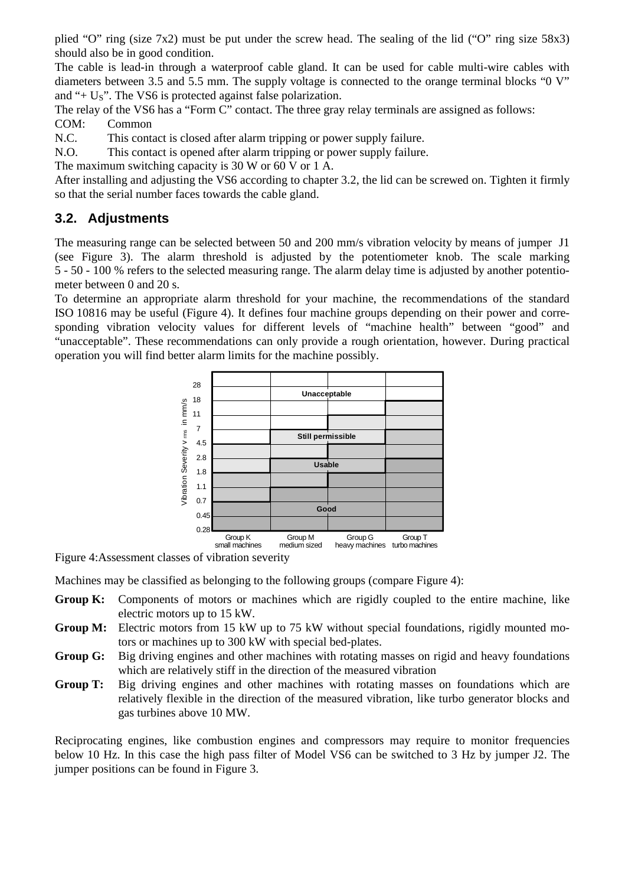plied “O” ring (size 7x2) must be put under the screw head. The sealing of the lid (“O” ring size 58x3) should also be in good condition.

The cable is lead-in through a waterproof cable gland. It can be used for cable multi-wire cables with diameters between 3.5 and 5.5 mm. The supply voltage is connected to the orange terminal blocks “0 V” and “+ $U_S$”. The VS6 is protected against false polarization.

The relay of the VS6 has a “Form C” contact. The three gray relay terminals are assigned as follows:

COM: Common

N.C. This contact is closed after alarm tripping or power supply failure.

N.O. This contact is opened after alarm tripping or power supply failure.

The maximum switching capacity is 30 W or 60 V or 1 A.

After installing and adjusting the VS6 according to chapter 3.2, the lid can be screwed on. Tighten it firmly so that the serial number faces towards the cable gland.

## 3.2. Adjustments

The measuring range can be selected between 50 and 200 mm/s vibration velocity by means of jumper J1 (see Figure 3). The alarm threshold is adjusted by the potentiometer knob. The scale marking 5 - 50 - 100 % refers to the selected measuring range. The alarm delay time is adjusted by another potentiometer between 0 and 20 s.

To determine an appropriate alarm threshold for your machine, the recommendations of the standard ISO 10816 may be useful (Figure 4). It defines four machine groups depending on their power and corresponding vibration velocity values for different levels of “machine health” between “good” and “unacceptable”. These recommendations can only provide a rough orientation, however. During practical operation you will find better alarm limits for the machine possibly.

Figure 4:Assessment classes of vibration severity

Machines may be classified as belonging to the following groups (compare Figure 4):

**Group K:** Components of motors or machines which are rigidly coupled to the entire machine, like electric motors up to 15 kW.

**Group M:** Electric motors from 15 kW up to 75 kW without special foundations, rigidly mounted motors or machines up to 300 kW with special bed-plates.

**Group G:** Big driving engines and other machines with rotating masses on rigid and heavy foundations which are relatively stiff in the direction of the measured vibration

**Group T:** Big driving engines and other machines with rotating masses on foundations which are relatively flexible in the direction of the measured vibration, like turbo generator blocks and gas turbines above 10 MW.

Reciprocating engines, like combustion engines and compressors may require to monitor frequencies below 10 Hz. In this case the high pass filter of Model VS6 can be switched to 3 Hz by jumper J2. The jumper positions can be found in Figure 3.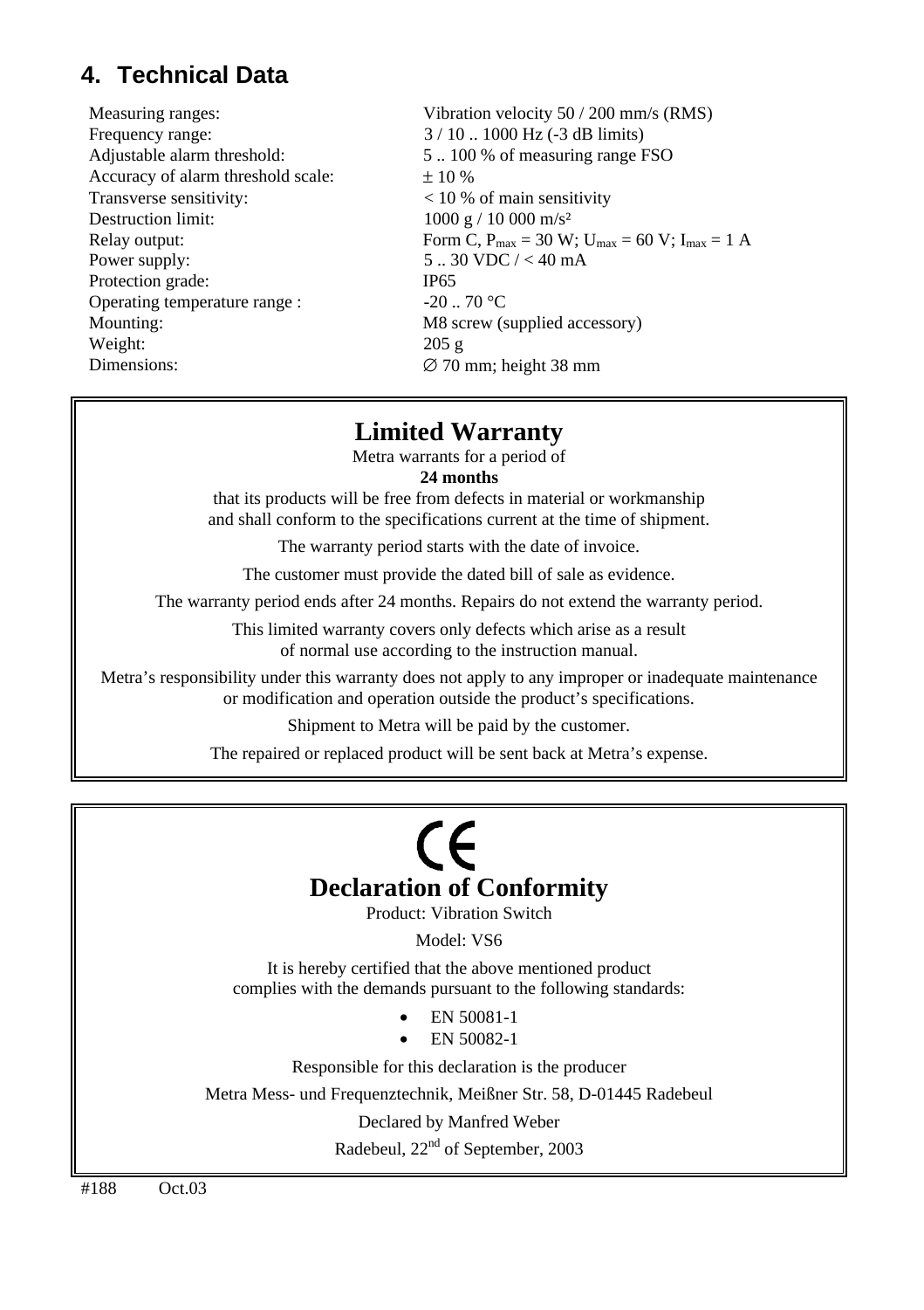## 4. Technical Data

| | |
|---|---|
| Measuring ranges: | Vibration velocity 50 / 200 mm/s (RMS) |
| Frequency range: | 3 / 10 .. 1000 Hz (-3 dB limits) |
| Adjustable alarm threshold: | 5 .. 100 % of measuring range FSO |
| Accuracy of alarm threshold scale: | ± 10 % |
| Transverse sensitivity: | < 10 % of main sensitivity |
| Destruction limit: | 1000 g / 10 000 m/s² |
| Relay output: | Form C, $P_{max}$ = 30 W; $U_{max}$ = 60 V; $I_{max}$ = 1 A |
| Power supply: | 5 .. 30 VDC / < 40 mA |
| Protection grade: | IP65 |
| Operating temperature range : | -20 .. 70 °C |
| Mounting: | M8 screw (supplied accessory) |
| Weight: | 205 g |
| Dimensions: | ∅ 70 mm; height 38 mm |

## Limited Warranty

Metra warrants for a period of

**24 months**

that its products will be free from defects in material or workmanship and shall conform to the specifications current at the time of shipment.

The warranty period starts with the date of invoice.

The customer must provide the dated bill of sale as evidence.

The warranty period ends after 24 months. Repairs do not extend the warranty period.

This limited warranty covers only defects which arise as a result of normal use according to the instruction manual.

Metra's responsibility under this warranty does not apply to any improper or inadequate maintenance or modification and operation outside the product's specifications.

Shipment to Metra will be paid by the customer.

The repaired or replaced product will be sent back at Metra's expense.

CE

## Declaration of Conformity

Product: Vibration Switch

Model: VS6

It is hereby certified that the above mentioned product complies with the demands pursuant to the following standards:

- EN 50081-1
- EN 50082-1

Responsible for this declaration is the producer

Metra Mess- und Frequenztechnik, Meißner Str. 58, D-01445 Radebeul

Declared by Manfred Weber

Radebeul, 22nd of September, 2003

#188 Oct.03